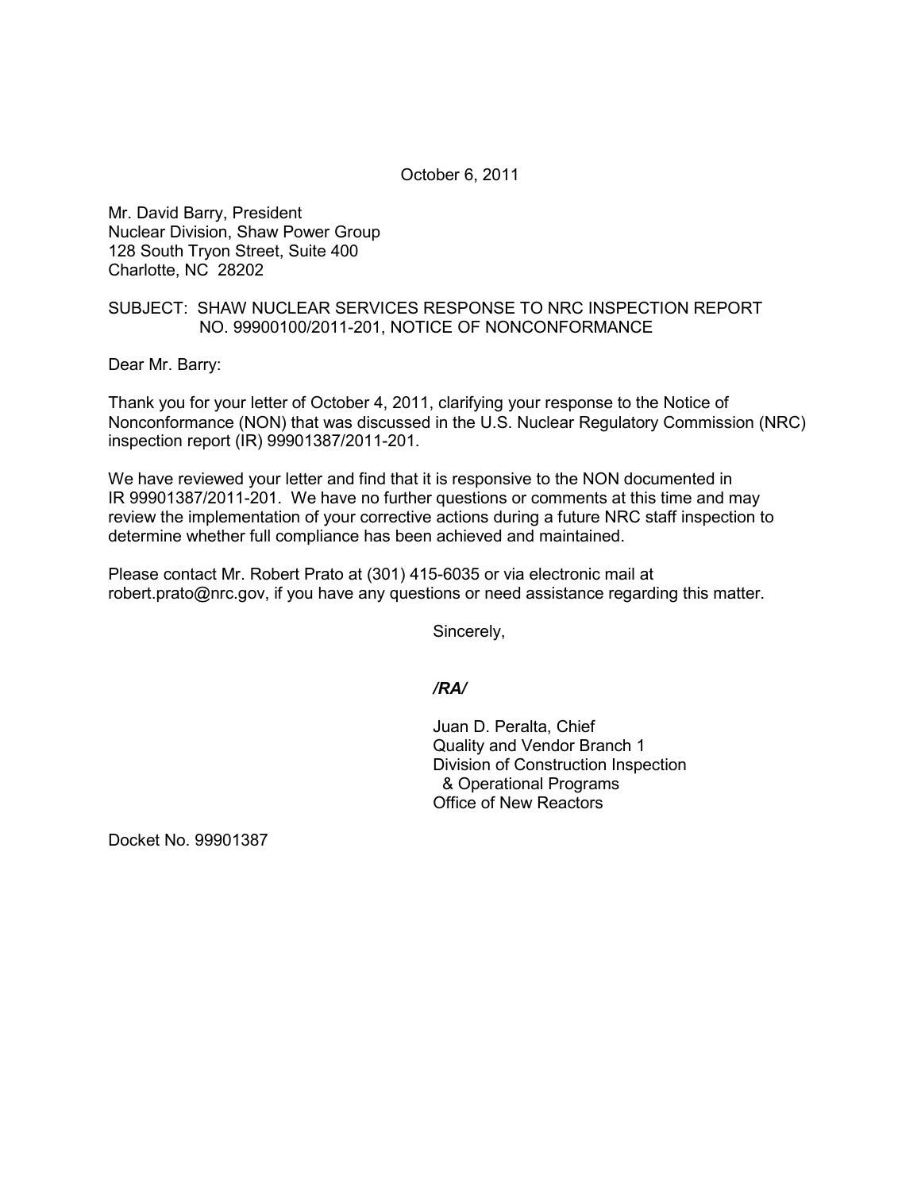October 6, 2011

Mr. David Barry, President
Nuclear Division, Shaw Power Group
128 South Tryon Street, Suite 400
Charlotte, NC 28202

SUBJECT: SHAW NUCLEAR SERVICES RESPONSE TO NRC INSPECTION REPORT NO. 99900100/2011-201, NOTICE OF NONCONFORMANCE

Dear Mr. Barry:

Thank you for your letter of October 4, 2011, clarifying your response to the Notice of Nonconformance (NON) that was discussed in the U.S. Nuclear Regulatory Commission (NRC) inspection report (IR) 99901387/2011-201.

We have reviewed your letter and find that it is responsive to the NON documented in IR 99901387/2011-201. We have no further questions or comments at this time and may review the implementation of your corrective actions during a future NRC staff inspection to determine whether full compliance has been achieved and maintained.

Please contact Mr. Robert Prato at (301) 415-6035 or via electronic mail at robert.prato@nrc.gov, if you have any questions or need assistance regarding this matter.

Sincerely,

***/RA/***

Juan D. Peralta, Chief
Quality and Vendor Branch 1
Division of Construction Inspection
& Operational Programs
Office of New Reactors

Docket No. 99901387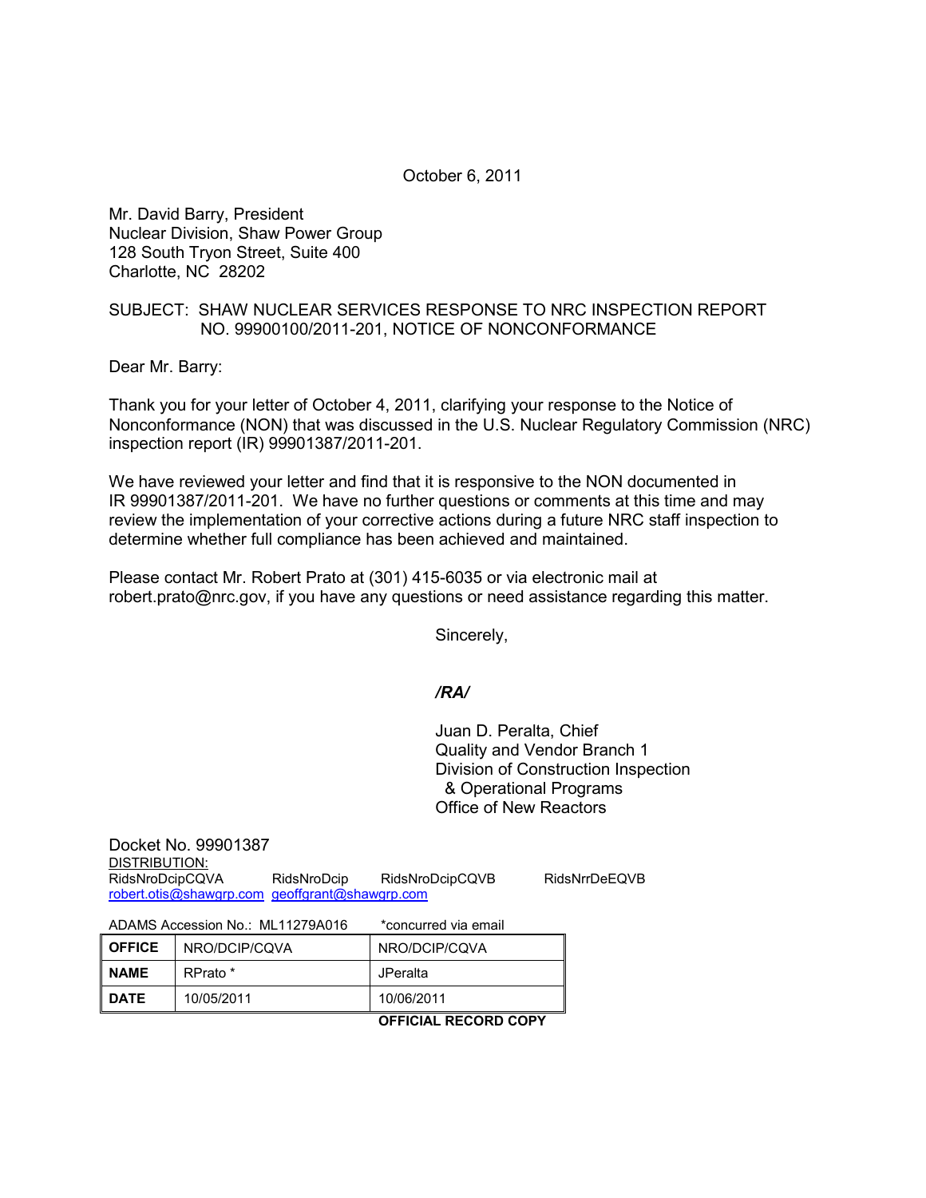October 6, 2011

Mr. David Barry, President
Nuclear Division, Shaw Power Group
128 South Tryon Street, Suite 400
Charlotte, NC 28202

SUBJECT: SHAW NUCLEAR SERVICES RESPONSE TO NRC INSPECTION REPORT NO. 99900100/2011-201, NOTICE OF NONCONFORMANCE

Dear Mr. Barry:

Thank you for your letter of October 4, 2011, clarifying your response to the Notice of Nonconformance (NON) that was discussed in the U.S. Nuclear Regulatory Commission (NRC) inspection report (IR) 99901387/2011-201.

We have reviewed your letter and find that it is responsive to the NON documented in IR 99901387/2011-201. We have no further questions or comments at this time and may review the implementation of your corrective actions during a future NRC staff inspection to determine whether full compliance has been achieved and maintained.

Please contact Mr. Robert Prato at (301) 415-6035 or via electronic mail at robert.prato@nrc.gov, if you have any questions or need assistance regarding this matter.

Sincerely,

*/RA/*

Juan D. Peralta, Chief
Quality and Vendor Branch 1
Division of Construction Inspection
& Operational Programs
Office of New Reactors

Docket No. 99901387

DISTRIBUTION:
RidsNroDcipCQVA RidsNroDcip RidsNroDcipCQVB RidsNrrDeEQVB
robert.otis@shawgrp.com geoffgrant@shawgrp.com

ADAMS Accession No.: ML11279A016 *concurred via email

| | | |
|---|---|---|
| **OFFICE** | NRO/DCIP/CQVA | NRO/DCIP/CQVA |
| **NAME** | RPrato * | JPeralta |
| **DATE** | 10/05/2011 | 10/06/2011 |

**OFFICIAL RECORD COPY**